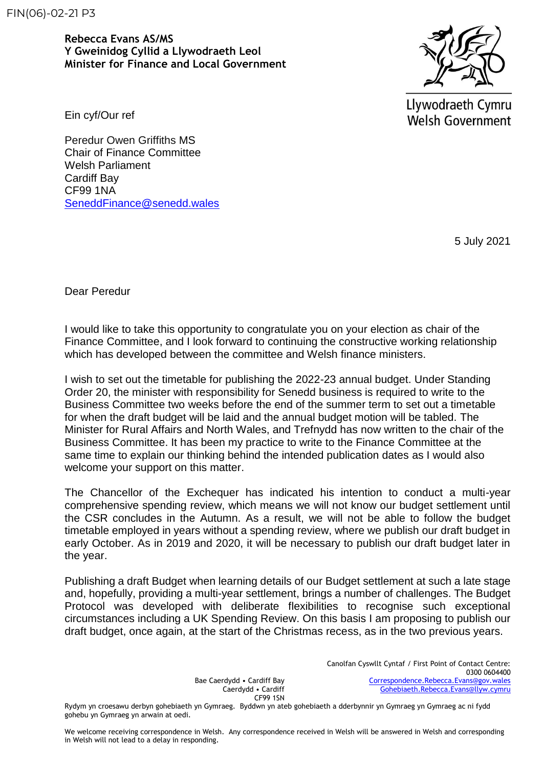FIN(06)-02-21 P3

**Rebecca Evans AS/MS**
**Y Gweinidog Cyllid a Llywodraeth Leol**
**Minister for Finance and Local Government**

Llywodraeth Cymru
Welsh Government

Ein cyf/Our ref

Peredur Owen Griffiths MS
Chair of Finance Committee
Welsh Parliament
Cardiff Bay
CF99 1NA
SeneddFinance@senedd.wales

5 July 2021

Dear Peredur

I would like to take this opportunity to congratulate you on your election as chair of the Finance Committee, and I look forward to continuing the constructive working relationship which has developed between the committee and Welsh finance ministers.

I wish to set out the timetable for publishing the 2022-23 annual budget. Under Standing Order 20, the minister with responsibility for Senedd business is required to write to the Business Committee two weeks before the end of the summer term to set out a timetable for when the draft budget will be laid and the annual budget motion will be tabled. The Minister for Rural Affairs and North Wales, and Trefnydd has now written to the chair of the Business Committee. It has been my practice to write to the Finance Committee at the same time to explain our thinking behind the intended publication dates as I would also welcome your support on this matter.

The Chancellor of the Exchequer has indicated his intention to conduct a multi-year comprehensive spending review, which means we will not know our budget settlement until the CSR concludes in the Autumn. As a result, we will not be able to follow the budget timetable employed in years without a spending review, where we publish our draft budget in early October. As in 2019 and 2020, it will be necessary to publish our draft budget later in the year.

Publishing a draft Budget when learning details of our Budget settlement at such a late stage and, hopefully, providing a multi-year settlement, brings a number of challenges. The Budget Protocol was developed with deliberate flexibilities to recognise such exceptional circumstances including a UK Spending Review. On this basis I am proposing to publish our draft budget, once again, at the start of the Christmas recess, as in the two previous years.

Bae Caerdydd • Cardiff Bay
Caerdydd • Cardiff
CF99 1SN

Canolfan Cyswllt Cyntaf / First Point of Contact Centre:
0300 0604400
Correspondence.Rebecca.Evans@gov.wales
Gohebiaeth.Rebecca.Evans@llyw.cymru

Rydym yn croesawu derbyn gohebiaeth yn Gymraeg. Byddwn yn ateb gohebiaeth a dderbynnir yn Gymraeg yn Gymraeg ac ni fydd gohebu yn Gymraeg yn arwain at oedi.

We welcome receiving correspondence in Welsh. Any correspondence received in Welsh will be answered in Welsh and corresponding in Welsh will not lead to a delay in responding.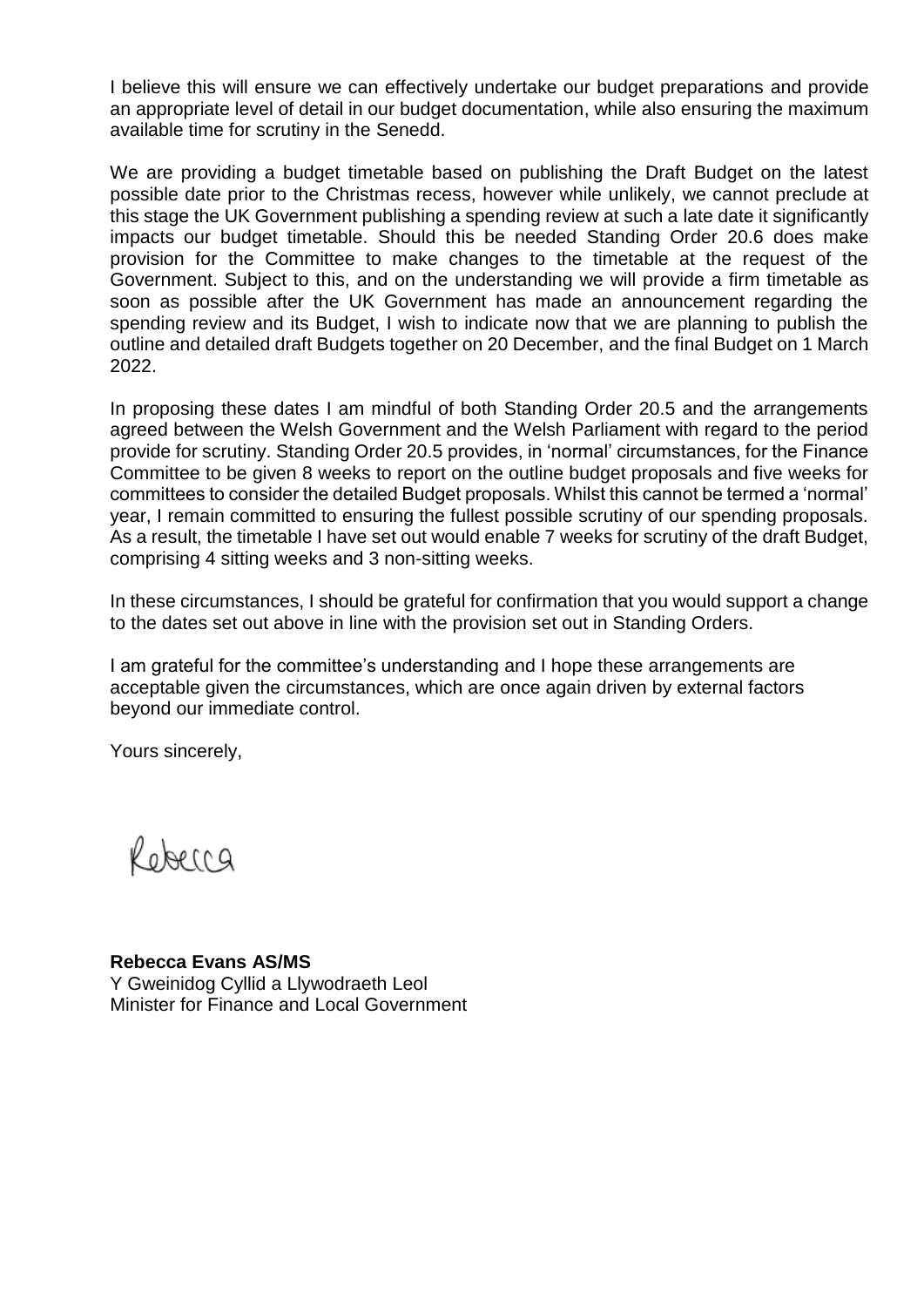I believe this will ensure we can effectively undertake our budget preparations and provide an appropriate level of detail in our budget documentation, while also ensuring the maximum available time for scrutiny in the Senedd.

We are providing a budget timetable based on publishing the Draft Budget on the latest possible date prior to the Christmas recess, however while unlikely, we cannot preclude at this stage the UK Government publishing a spending review at such a late date it significantly impacts our budget timetable. Should this be needed Standing Order 20.6 does make provision for the Committee to make changes to the timetable at the request of the Government. Subject to this, and on the understanding we will provide a firm timetable as soon as possible after the UK Government has made an announcement regarding the spending review and its Budget, I wish to indicate now that we are planning to publish the outline and detailed draft Budgets together on 20 December, and the final Budget on 1 March 2022.

In proposing these dates I am mindful of both Standing Order 20.5 and the arrangements agreed between the Welsh Government and the Welsh Parliament with regard to the period provide for scrutiny. Standing Order 20.5 provides, in 'normal' circumstances, for the Finance Committee to be given 8 weeks to report on the outline budget proposals and five weeks for committees to consider the detailed Budget proposals. Whilst this cannot be termed a 'normal' year, I remain committed to ensuring the fullest possible scrutiny of our spending proposals. As a result, the timetable I have set out would enable 7 weeks for scrutiny of the draft Budget, comprising 4 sitting weeks and 3 non-sitting weeks.

In these circumstances, I should be grateful for confirmation that you would support a change to the dates set out above in line with the provision set out in Standing Orders.

I am grateful for the committee's understanding and I hope these arrangements are acceptable given the circumstances, which are once again driven by external factors beyond our immediate control.

Yours sincerely,

Rebecca

**Rebecca Evans AS/MS**
Y Gweinidog Cyllid a Llywodraeth Leol
Minister for Finance and Local Government